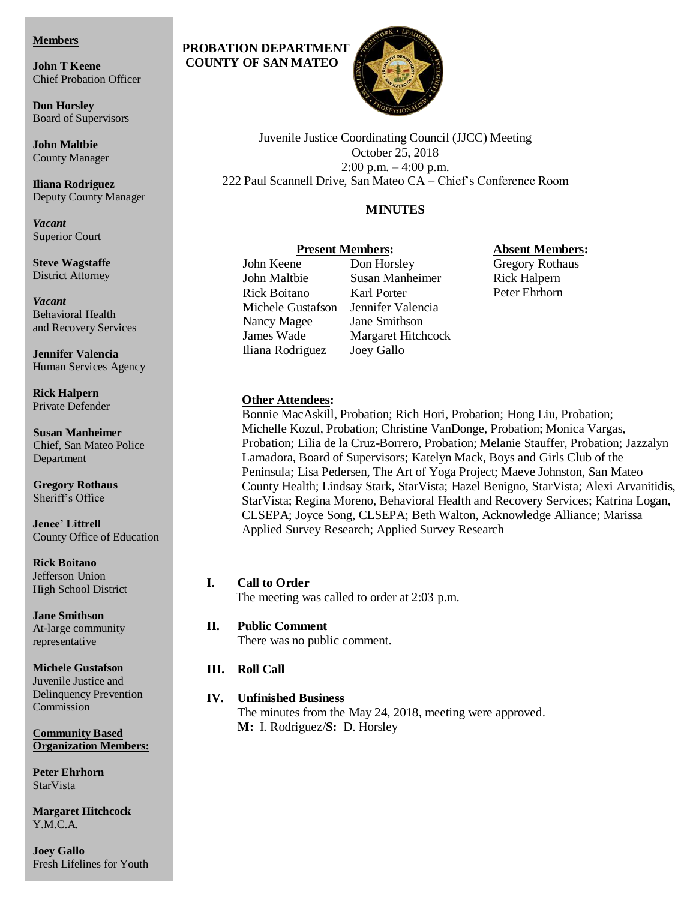**Members**

**John T Keene**
Chief Probation Officer

**Don Horsley**
Board of Supervisors

**John Maltbie**
County Manager

**Iliana Rodriguez**
Deputy County Manager

***Vacant***
Superior Court

**Steve Wagstaffe**
District Attorney

***Vacant***
Behavioral Health and Recovery Services

**Jennifer Valencia**
Human Services Agency

**Rick Halpern**
Private Defender

**Susan Manheimer**
Chief, San Mateo Police Department

**Gregory Rothaus**
Sheriff's Office

**Jenee' Littrell**
County Office of Education

**Rick Boitano**
Jefferson Union High School District

**Jane Smithson**
At-large community representative

**Michele Gustafson**
Juvenile Justice and Delinquency Prevention Commission

**Community Based Organization Members:**

**Peter Ehrhorn**
StarVista

**Margaret Hitchcock**
Y.M.C.A.

**Joey Gallo**
Fresh Lifelines for Youth

**PROBATION DEPARTMENT**
**COUNTY OF SAN MATEO**

Juvenile Justice Coordinating Council (JJCC) Meeting
October 25, 2018
2:00 p.m. – 4:00 p.m.
222 Paul Scannell Drive, San Mateo CA – Chief's Conference Room

**MINUTES**

**Present Members:**

| | |
|---|---|
| John Keene | Don Horsley |
| John Maltbie | Susan Manheimer |
| Rick Boitano | Karl Porter |
| Michele Gustafson | Jennifer Valencia |
| Nancy Magee | Jane Smithson |
| James Wade | Margaret Hitchcock |
| Iliana Rodriguez | Joey Gallo |

**Absent Members:**

Gregory Rothaus
Rick Halpern
Peter Ehrhorn

**Other Attendees:**
Bonnie MacAskill, Probation; Rich Hori, Probation; Hong Liu, Probation; Michelle Kozul, Probation; Christine VanDonge, Probation; Monica Vargas, Probation; Lilia de la Cruz-Borrero, Probation; Melanie Stauffer, Probation; Jazzalyn Lamadora, Board of Supervisors; Katelyn Mack, Boys and Girls Club of the Peninsula; Lisa Pedersen, The Art of Yoga Project; Maeve Johnston, San Mateo County Health; Lindsay Stark, StarVista; Hazel Benigno, StarVista; Alexi Arvanitidis, StarVista; Regina Moreno, Behavioral Health and Recovery Services; Katrina Logan, CLSEPA; Joyce Song, CLSEPA; Beth Walton, Acknowledge Alliance; Marissa Applied Survey Research; Applied Survey Research

**I. Call to Order**
The meeting was called to order at 2:03 p.m.

**II. Public Comment**
There was no public comment.

**III. Roll Call**

**IV. Unfinished Business**
The minutes from the May 24, 2018, meeting were approved.
**M:** I. Rodriguez/**S:** D. Horsley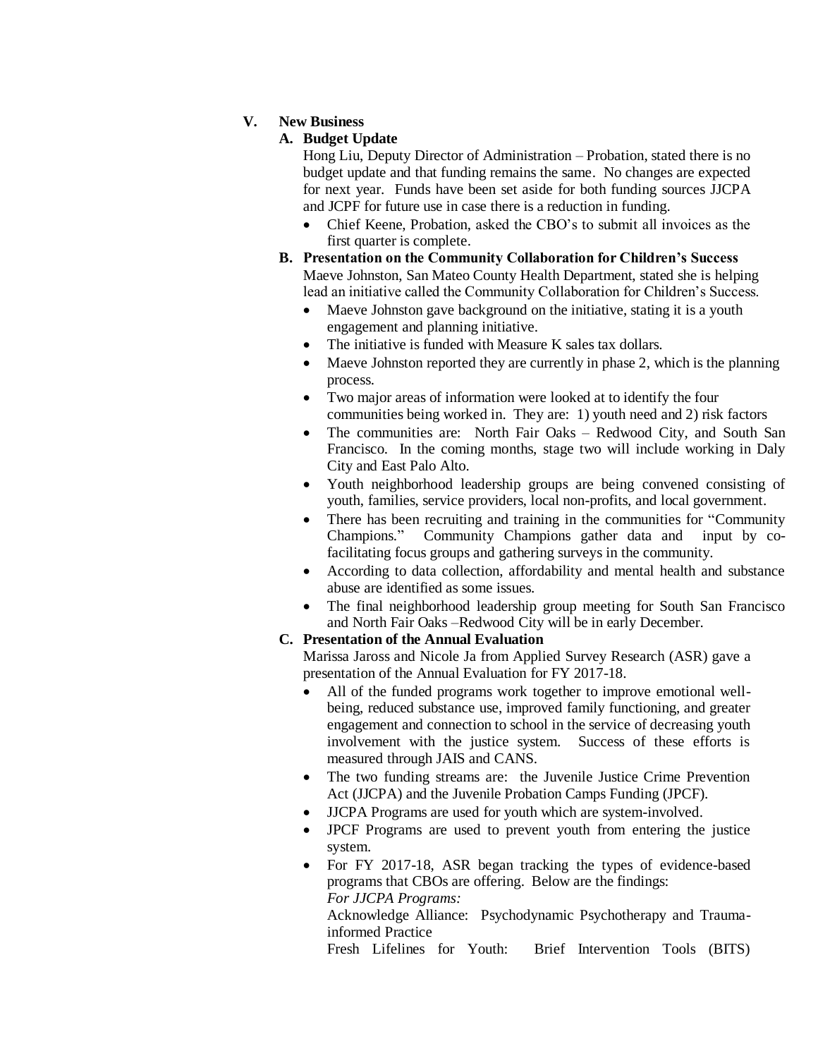## V. New Business

### A. Budget Update

Hong Liu, Deputy Director of Administration – Probation, stated there is no budget update and that funding remains the same. No changes are expected for next year. Funds have been set aside for both funding sources JJCPA and JCPF for future use in case there is a reduction in funding.

- Chief Keene, Probation, asked the CBO's to submit all invoices as the first quarter is complete.

### B. Presentation on the Community Collaboration for Children's Success

Maeve Johnston, San Mateo County Health Department, stated she is helping lead an initiative called the Community Collaboration for Children's Success.

- Maeve Johnston gave background on the initiative, stating it is a youth engagement and planning initiative.
- The initiative is funded with Measure K sales tax dollars.
- Maeve Johnston reported they are currently in phase 2, which is the planning process.
- Two major areas of information were looked at to identify the four communities being worked in. They are: 1) youth need and 2) risk factors
- The communities are: North Fair Oaks – Redwood City, and South San Francisco. In the coming months, stage two will include working in Daly City and East Palo Alto.
- Youth neighborhood leadership groups are being convened consisting of youth, families, service providers, local non-profits, and local government.
- There has been recruiting and training in the communities for "Community Champions." Community Champions gather data and input by co-facilitating focus groups and gathering surveys in the community.
- According to data collection, affordability and mental health and substance abuse are identified as some issues.
- The final neighborhood leadership group meeting for South San Francisco and North Fair Oaks –Redwood City will be in early December.

### C. Presentation of the Annual Evaluation

Marissa Jaross and Nicole Ja from Applied Survey Research (ASR) gave a presentation of the Annual Evaluation for FY 2017-18.

- All of the funded programs work together to improve emotional well-being, reduced substance use, improved family functioning, and greater engagement and connection to school in the service of decreasing youth involvement with the justice system. Success of these efforts is measured through JAIS and CANS.
- The two funding streams are: the Juvenile Justice Crime Prevention Act (JJCPA) and the Juvenile Probation Camps Funding (JPCF).
- JJCPA Programs are used for youth which are system-involved.
- JPCF Programs are used to prevent youth from entering the justice system.
- For FY 2017-18, ASR began tracking the types of evidence-based programs that CBOs are offering. Below are the findings:

  *For JJCPA Programs:*

  Acknowledge Alliance: Psychodynamic Psychotherapy and Trauma-informed Practice

  Fresh Lifelines for Youth: Brief Intervention Tools (BITS)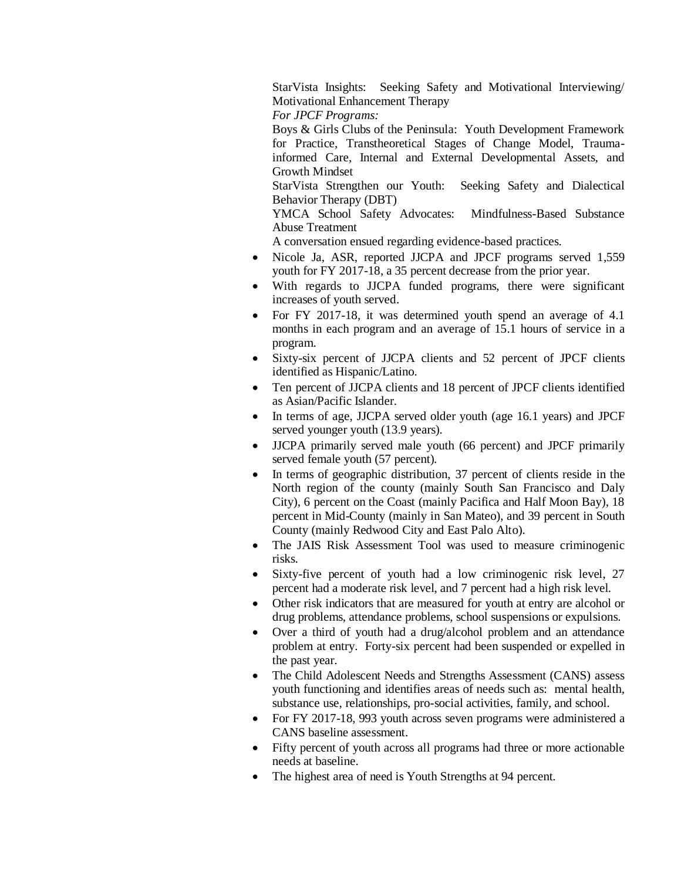StarVista Insights: Seeking Safety and Motivational Interviewing/ Motivational Enhancement Therapy

*For JPCF Programs:*

Boys & Girls Clubs of the Peninsula: Youth Development Framework for Practice, Transtheoretical Stages of Change Model, Trauma-informed Care, Internal and External Developmental Assets, and Growth Mindset

StarVista Strengthen our Youth: Seeking Safety and Dialectical Behavior Therapy (DBT)

YMCA School Safety Advocates: Mindfulness-Based Substance Abuse Treatment

A conversation ensued regarding evidence-based practices.

- Nicole Ja, ASR, reported JJCPA and JPCF programs served 1,559 youth for FY 2017-18, a 35 percent decrease from the prior year.
- With regards to JJCPA funded programs, there were significant increases of youth served.
- For FY 2017-18, it was determined youth spend an average of 4.1 months in each program and an average of 15.1 hours of service in a program.
- Sixty-six percent of JJCPA clients and 52 percent of JPCF clients identified as Hispanic/Latino.
- Ten percent of JJCPA clients and 18 percent of JPCF clients identified as Asian/Pacific Islander.
- In terms of age, JJCPA served older youth (age 16.1 years) and JPCF served younger youth (13.9 years).
- JJCPA primarily served male youth (66 percent) and JPCF primarily served female youth (57 percent).
- In terms of geographic distribution, 37 percent of clients reside in the North region of the county (mainly South San Francisco and Daly City), 6 percent on the Coast (mainly Pacifica and Half Moon Bay), 18 percent in Mid-County (mainly in San Mateo), and 39 percent in South County (mainly Redwood City and East Palo Alto).
- The JAIS Risk Assessment Tool was used to measure criminogenic risks.
- Sixty-five percent of youth had a low criminogenic risk level, 27 percent had a moderate risk level, and 7 percent had a high risk level.
- Other risk indicators that are measured for youth at entry are alcohol or drug problems, attendance problems, school suspensions or expulsions.
- Over a third of youth had a drug/alcohol problem and an attendance problem at entry. Forty-six percent had been suspended or expelled in the past year.
- The Child Adolescent Needs and Strengths Assessment (CANS) assess youth functioning and identifies areas of needs such as: mental health, substance use, relationships, pro-social activities, family, and school.
- For FY 2017-18, 993 youth across seven programs were administered a CANS baseline assessment.
- Fifty percent of youth across all programs had three or more actionable needs at baseline.
- The highest area of need is Youth Strengths at 94 percent.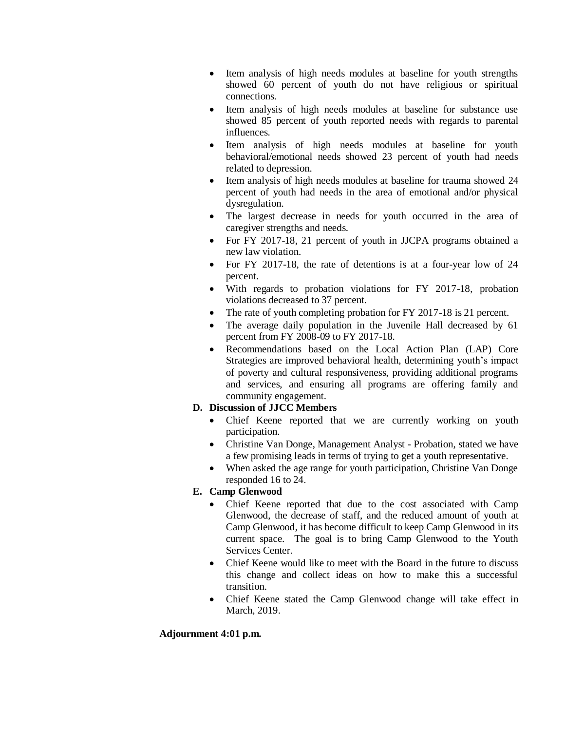- Item analysis of high needs modules at baseline for youth strengths showed 60 percent of youth do not have religious or spiritual connections.
- Item analysis of high needs modules at baseline for substance use showed 85 percent of youth reported needs with regards to parental influences.
- Item analysis of high needs modules at baseline for youth behavioral/emotional needs showed 23 percent of youth had needs related to depression.
- Item analysis of high needs modules at baseline for trauma showed 24 percent of youth had needs in the area of emotional and/or physical dysregulation.
- The largest decrease in needs for youth occurred in the area of caregiver strengths and needs.
- For FY 2017-18, 21 percent of youth in JJCPA programs obtained a new law violation.
- For FY 2017-18, the rate of detentions is at a four-year low of 24 percent.
- With regards to probation violations for FY 2017-18, probation violations decreased to 37 percent.
- The rate of youth completing probation for FY 2017-18 is 21 percent.
- The average daily population in the Juvenile Hall decreased by 61 percent from FY 2008-09 to FY 2017-18.
- Recommendations based on the Local Action Plan (LAP) Core Strategies are improved behavioral health, determining youth's impact of poverty and cultural responsiveness, providing additional programs and services, and ensuring all programs are offering family and community engagement.

**D. Discussion of JJCC Members**

- Chief Keene reported that we are currently working on youth participation.
- Christine Van Donge, Management Analyst - Probation, stated we have a few promising leads in terms of trying to get a youth representative.
- When asked the age range for youth participation, Christine Van Donge responded 16 to 24.

**E. Camp Glenwood**

- Chief Keene reported that due to the cost associated with Camp Glenwood, the decrease of staff, and the reduced amount of youth at Camp Glenwood, it has become difficult to keep Camp Glenwood in its current space. The goal is to bring Camp Glenwood to the Youth Services Center.
- Chief Keene would like to meet with the Board in the future to discuss this change and collect ideas on how to make this a successful transition.
- Chief Keene stated the Camp Glenwood change will take effect in March, 2019.

**Adjournment 4:01 p.m.**